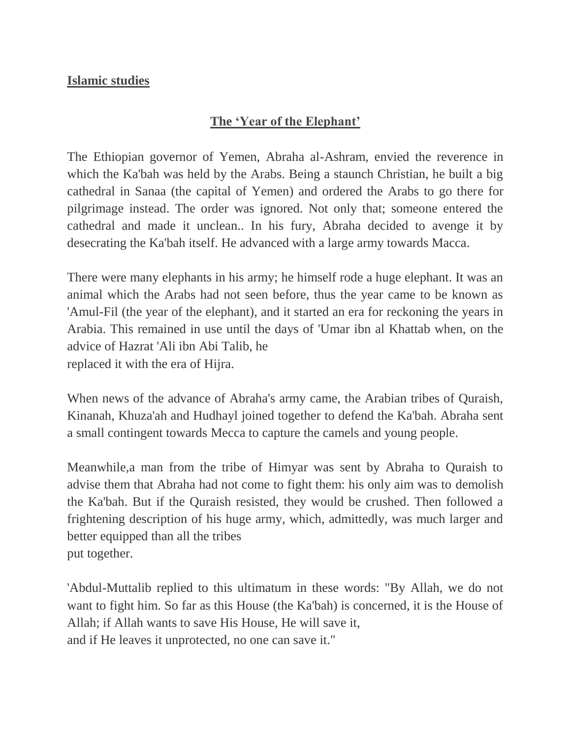**Islamic studies**

## The 'Year of the Elephant'

The Ethiopian governor of Yemen, Abraha al-Ashram, envied the reverence in which the Ka'bah was held by the Arabs. Being a staunch Christian, he built a big cathedral in Sanaa (the capital of Yemen) and ordered the Arabs to go there for pilgrimage instead. The order was ignored. Not only that; someone entered the cathedral and made it unclean.. In his fury, Abraha decided to avenge it by desecrating the Ka'bah itself. He advanced with a large army towards Macca.

There were many elephants in his army; he himself rode a huge elephant. It was an animal which the Arabs had not seen before, thus the year came to be known as 'Amul-Fil (the year of the elephant), and it started an era for reckoning the years in Arabia. This remained in use until the days of 'Umar ibn al Khattab when, on the advice of Hazrat 'Ali ibn Abi Talib, he replaced it with the era of Hijra.

When news of the advance of Abraha's army came, the Arabian tribes of Quraish, Kinanah, Khuza'ah and Hudhayl joined together to defend the Ka'bah. Abraha sent a small contingent towards Mecca to capture the camels and young people.

Meanwhile,a man from the tribe of Himyar was sent by Abraha to Quraish to advise them that Abraha had not come to fight them: his only aim was to demolish the Ka'bah. But if the Quraish resisted, they would be crushed. Then followed a frightening description of his huge army, which, admittedly, was much larger and better equipped than all the tribes put together.

'Abdul-Muttalib replied to this ultimatum in these words: "By Allah, we do not want to fight him. So far as this House (the Ka'bah) is concerned, it is the House of Allah; if Allah wants to save His House, He will save it, and if He leaves it unprotected, no one can save it."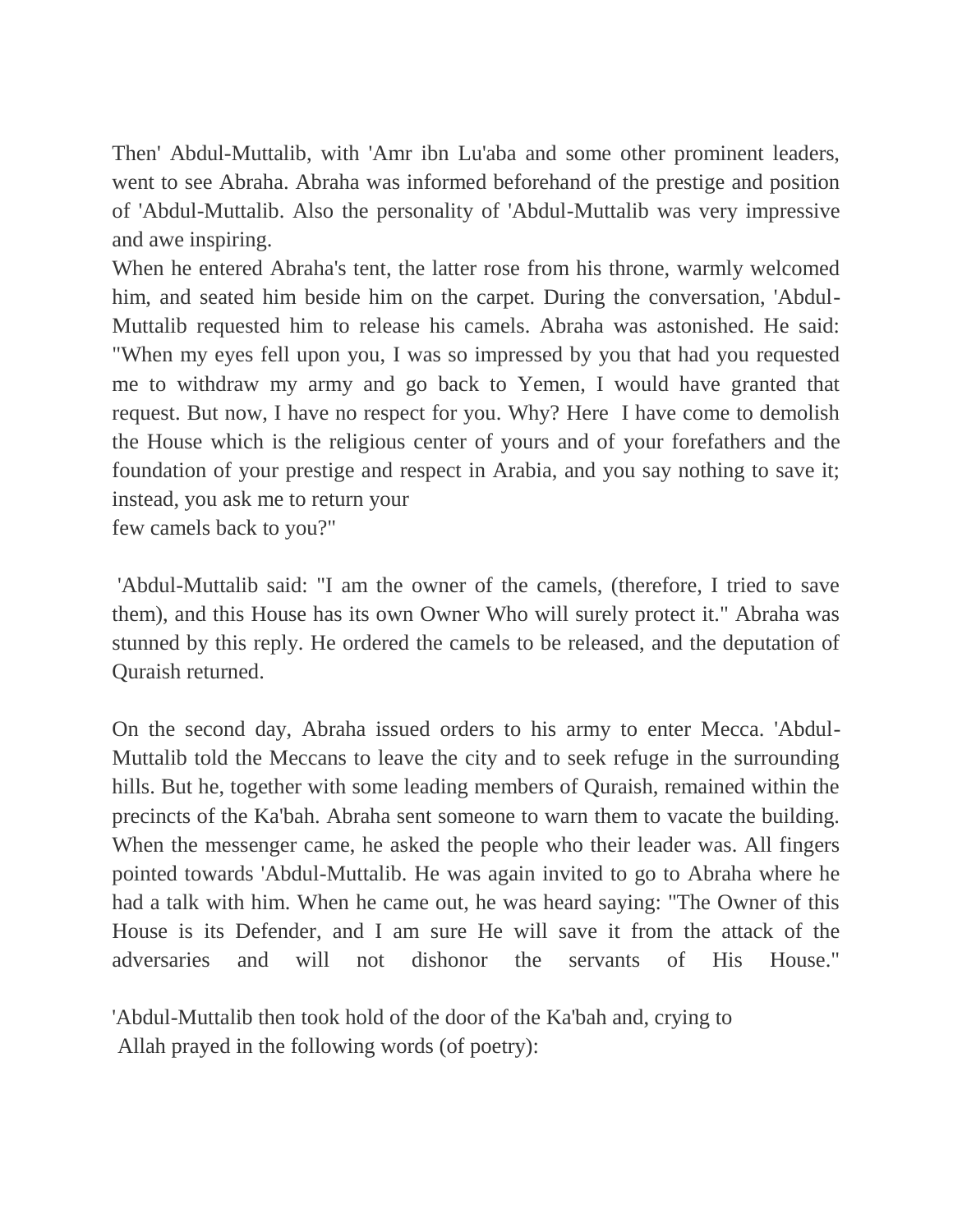Then' Abdul-Muttalib, with 'Amr ibn Lu'aba and some other prominent leaders, went to see Abraha. Abraha was informed beforehand of the prestige and position of 'Abdul-Muttalib. Also the personality of 'Abdul-Muttalib was very impressive and awe inspiring.

When he entered Abraha's tent, the latter rose from his throne, warmly welcomed him, and seated him beside him on the carpet. During the conversation, 'Abdul-Muttalib requested him to release his camels. Abraha was astonished. He said: "When my eyes fell upon you, I was so impressed by you that had you requested me to withdraw my army and go back to Yemen, I would have granted that request. But now, I have no respect for you. Why? Here I have come to demolish the House which is the religious center of yours and of your forefathers and the foundation of your prestige and respect in Arabia, and you say nothing to save it; instead, you ask me to return your few camels back to you?"

'Abdul-Muttalib said: "I am the owner of the camels, (therefore, I tried to save them), and this House has its own Owner Who will surely protect it." Abraha was stunned by this reply. He ordered the camels to be released, and the deputation of Quraish returned.

On the second day, Abraha issued orders to his army to enter Mecca. 'Abdul-Muttalib told the Meccans to leave the city and to seek refuge in the surrounding hills. But he, together with some leading members of Quraish, remained within the precincts of the Ka'bah. Abraha sent someone to warn them to vacate the building. When the messenger came, he asked the people who their leader was. All fingers pointed towards 'Abdul-Muttalib. He was again invited to go to Abraha where he had a talk with him. When he came out, he was heard saying: "The Owner of this House is its Defender, and I am sure He will save it from the attack of the adversaries and will not dishonor the servants of His House."

'Abdul-Muttalib then took hold of the door of the Ka'bah and, crying to Allah prayed in the following words (of poetry):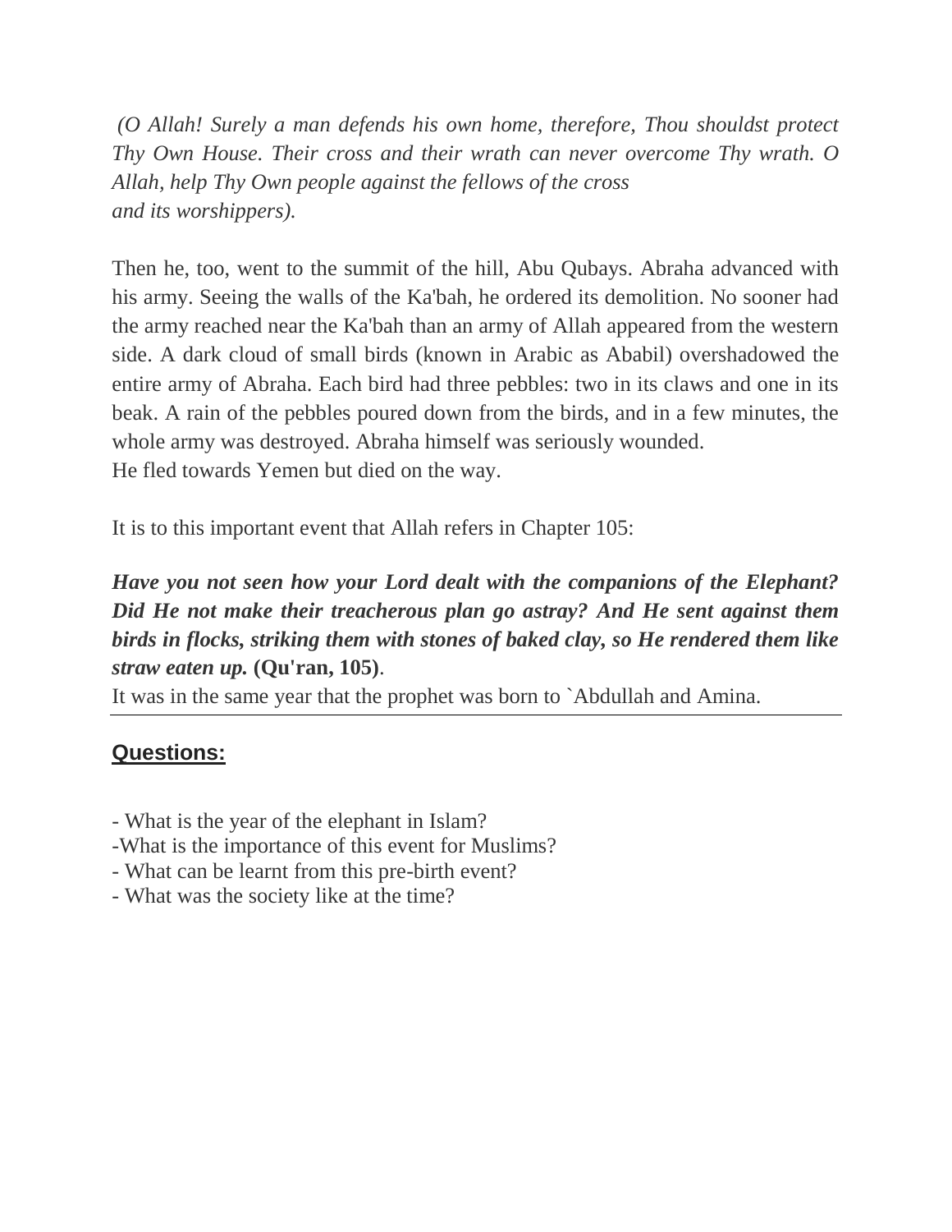*(O Allah! Surely a man defends his own home, therefore, Thou shouldst protect Thy Own House. Their cross and their wrath can never overcome Thy wrath. O Allah, help Thy Own people against the fellows of the cross and its worshippers).*

Then he, too, went to the summit of the hill, Abu Qubays. Abraha advanced with his army. Seeing the walls of the Ka'bah, he ordered its demolition. No sooner had the army reached near the Ka'bah than an army of Allah appeared from the western side. A dark cloud of small birds (known in Arabic as Ababil) overshadowed the entire army of Abraha. Each bird had three pebbles: two in its claws and one in its beak. A rain of the pebbles poured down from the birds, and in a few minutes, the whole army was destroyed. Abraha himself was seriously wounded.
He fled towards Yemen but died on the way.

It is to this important event that Allah refers in Chapter 105:

***Have you not seen how your Lord dealt with the companions of the Elephant? Did He not make their treacherous plan go astray? And He sent against them birds in flocks, striking them with stones of baked clay, so He rendered them like straw eaten up.*** **(Qu'ran, 105)**.
It was in the same year that the prophet was born to `Abdullah and Amina.

---

## Questions:

- What is the year of the elephant in Islam?
- What is the importance of this event for Muslims?
- What can be learnt from this pre-birth event?
- What was the society like at the time?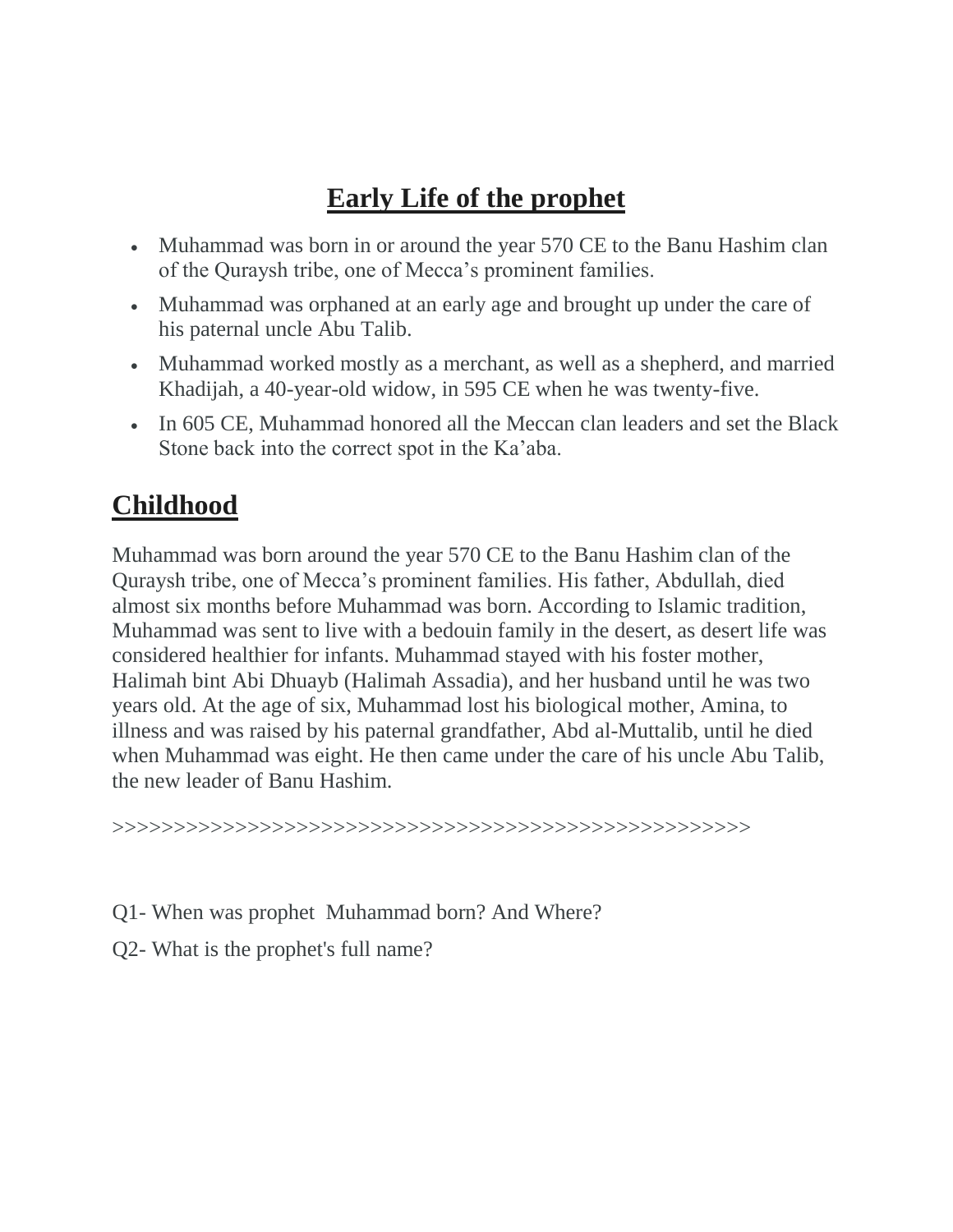# Early Life of the prophet

- Muhammad was born in or around the year 570 CE to the Banu Hashim clan of the Quraysh tribe, one of Mecca's prominent families.
- Muhammad was orphaned at an early age and brought up under the care of his paternal uncle Abu Talib.
- Muhammad worked mostly as a merchant, as well as a shepherd, and married Khadijah, a 40-year-old widow, in 595 CE when he was twenty-five.
- In 605 CE, Muhammad honored all the Meccan clan leaders and set the Black Stone back into the correct spot in the Ka'aba.

## Childhood

Muhammad was born around the year 570 CE to the Banu Hashim clan of the Quraysh tribe, one of Mecca's prominent families. His father, Abdullah, died almost six months before Muhammad was born. According to Islamic tradition, Muhammad was sent to live with a bedouin family in the desert, as desert life was considered healthier for infants. Muhammad stayed with his foster mother, Halimah bint Abi Dhuayb (Halimah Assadia), and her husband until he was two years old. At the age of six, Muhammad lost his biological mother, Amina, to illness and was raised by his paternal grandfather, Abd al-Muttalib, until he died when Muhammad was eight. He then came under the care of his uncle Abu Talib, the new leader of Banu Hashim.

>>>>>>>>>>>>>>>>>>>>>>>>>>>>>>>>>>>>>>>>>>>>>>>>>>>>>

Q1- When was prophet Muhammad born? And Where?

Q2- What is the prophet's full name?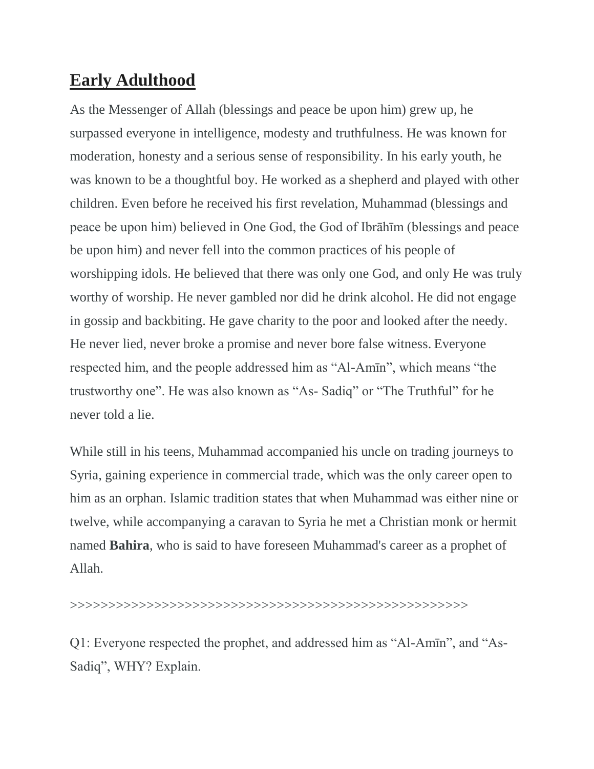## **Early Adulthood**

As the Messenger of Allah (blessings and peace be upon him) grew up, he surpassed everyone in intelligence, modesty and truthfulness. He was known for moderation, honesty and a serious sense of responsibility. In his early youth, he was known to be a thoughtful boy. He worked as a shepherd and played with other children. Even before he received his first revelation, Muhammad (blessings and peace be upon him) believed in One God, the God of Ibrāhīm (blessings and peace be upon him) and never fell into the common practices of his people of worshipping idols. He believed that there was only one God, and only He was truly worthy of worship. He never gambled nor did he drink alcohol. He did not engage in gossip and backbiting. He gave charity to the poor and looked after the needy. He never lied, never broke a promise and never bore false witness. Everyone respected him, and the people addressed him as “Al-Amīn”, which means “the trustworthy one”. He was also known as “As- Sadiq” or “The Truthful” for he never told a lie.

While still in his teens, Muhammad accompanied his uncle on trading journeys to Syria, gaining experience in commercial trade, which was the only career open to him as an orphan. Islamic tradition states that when Muhammad was either nine or twelve, while accompanying a caravan to Syria he met a Christian monk or hermit named **Bahira**, who is said to have foreseen Muhammad's career as a prophet of Allah.

>>>>>>>>>>>>>>>>>>>>>>>>>>>>>>>>>>>>>>>>>>>>>>>>>>>>>

Q1: Everyone respected the prophet, and addressed him as “Al-Amīn”, and “As-Sadiq”, WHY? Explain.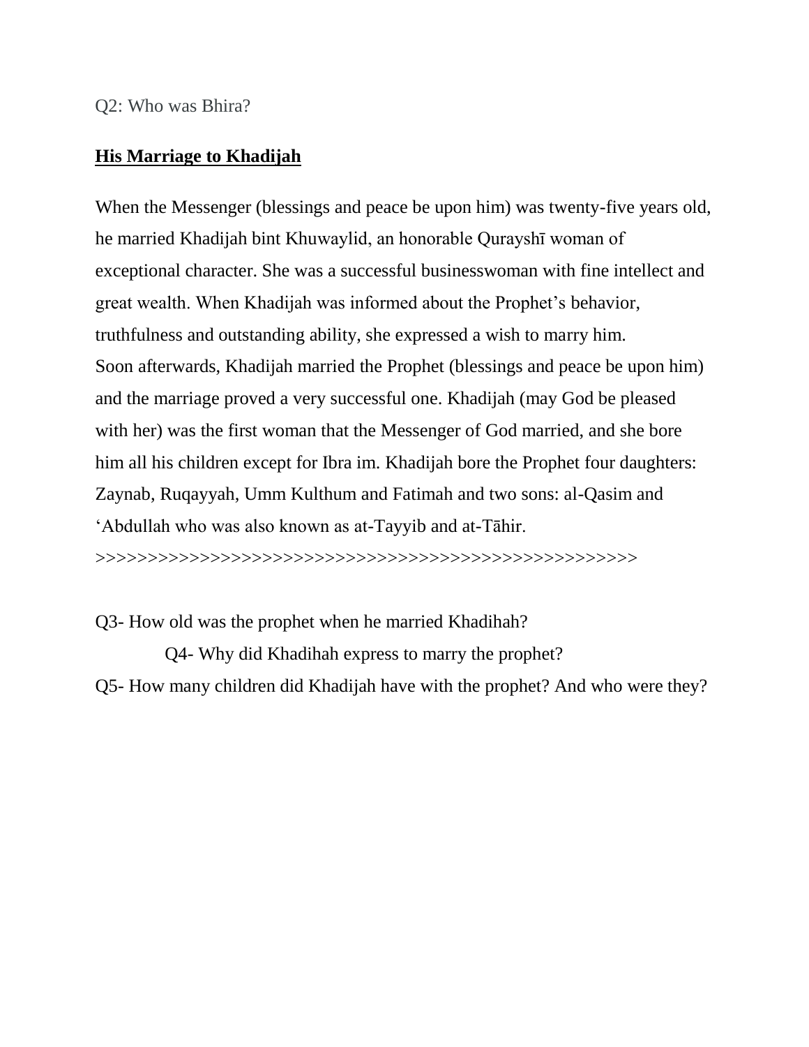Q2: Who was Bhira?

## **His Marriage to Khadijah**

When the Messenger (blessings and peace be upon him) was twenty-five years old, he married Khadijah bint Khuwaylid, an honorable Qurayshī woman of exceptional character. She was a successful businesswoman with fine intellect and great wealth. When Khadijah was informed about the Prophet's behavior, truthfulness and outstanding ability, she expressed a wish to marry him. Soon afterwards, Khadijah married the Prophet (blessings and peace be upon him) and the marriage proved a very successful one. Khadijah (may God be pleased with her) was the first woman that the Messenger of God married, and she bore him all his children except for Ibra im. Khadijah bore the Prophet four daughters: Zaynab, Ruqayyah, Umm Kulthum and Fatimah and two sons: al-Qasim and 'Abdullah who was also known as at-Tayyib and at-Tāhir.

>>>>>>>>>>>>>>>>>>>>>>>>>>>>>>>>>>>>>>>>>>>>>>>>>>>>>>>>

Q3- How old was the prophet when he married Khadihah?

Q4- Why did Khadihah express to marry the prophet?

Q5- How many children did Khadijah have with the prophet? And who were they?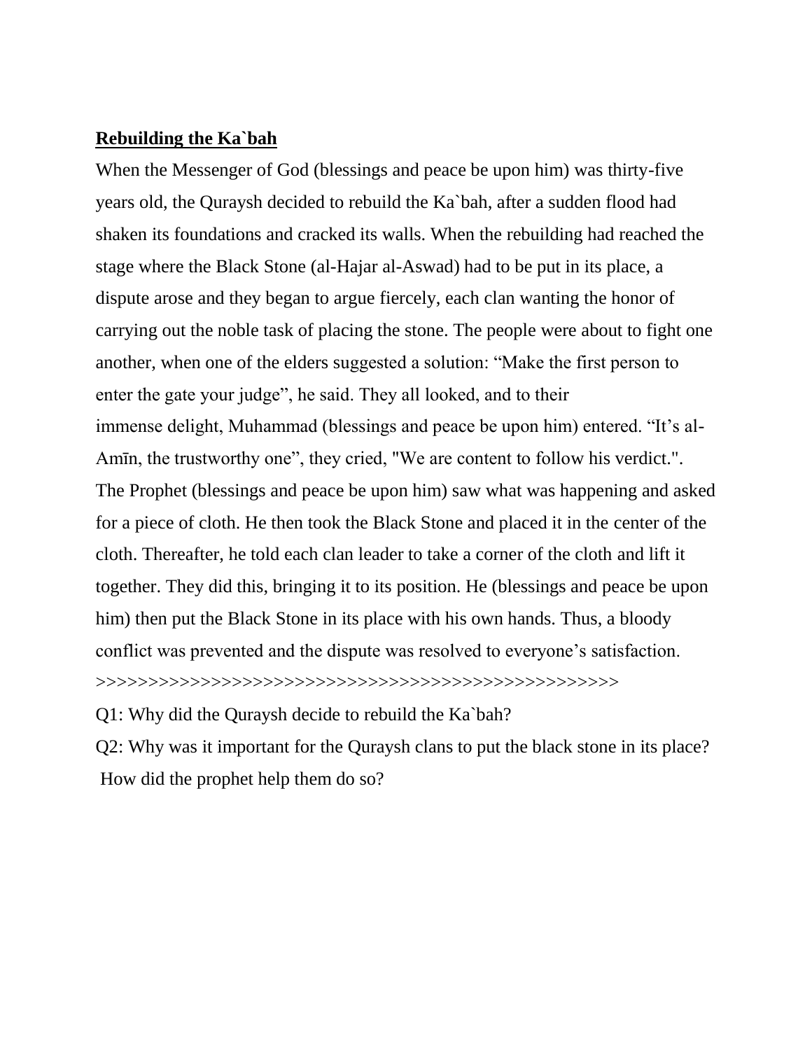**Rebuilding the Ka`bah**

When the Messenger of God (blessings and peace be upon him) was thirty-five years old, the Quraysh decided to rebuild the Ka`bah, after a sudden flood had shaken its foundations and cracked its walls. When the rebuilding had reached the stage where the Black Stone (al-Hajar al-Aswad) had to be put in its place, a dispute arose and they began to argue fiercely, each clan wanting the honor of carrying out the noble task of placing the stone. The people were about to fight one another, when one of the elders suggested a solution: "Make the first person to enter the gate your judge", he said. They all looked, and to their immense delight, Muhammad (blessings and peace be upon him) entered. "It's al-Amīn, the trustworthy one", they cried, "We are content to follow his verdict.". The Prophet (blessings and peace be upon him) saw what was happening and asked for a piece of cloth. He then took the Black Stone and placed it in the center of the cloth. Thereafter, he told each clan leader to take a corner of the cloth and lift it together. They did this, bringing it to its position. He (blessings and peace be upon him) then put the Black Stone in its place with his own hands. Thus, a bloody conflict was prevented and the dispute was resolved to everyone's satisfaction.

>>>>>>>>>>>>>>>>>>>>>>>>>>>>>>>>>>>>>>>>>>>>>>>>>>>>>>

Q1: Why did the Quraysh decide to rebuild the Ka`bah?

Q2: Why was it important for the Quraysh clans to put the black stone in its place? How did the prophet help them do so?